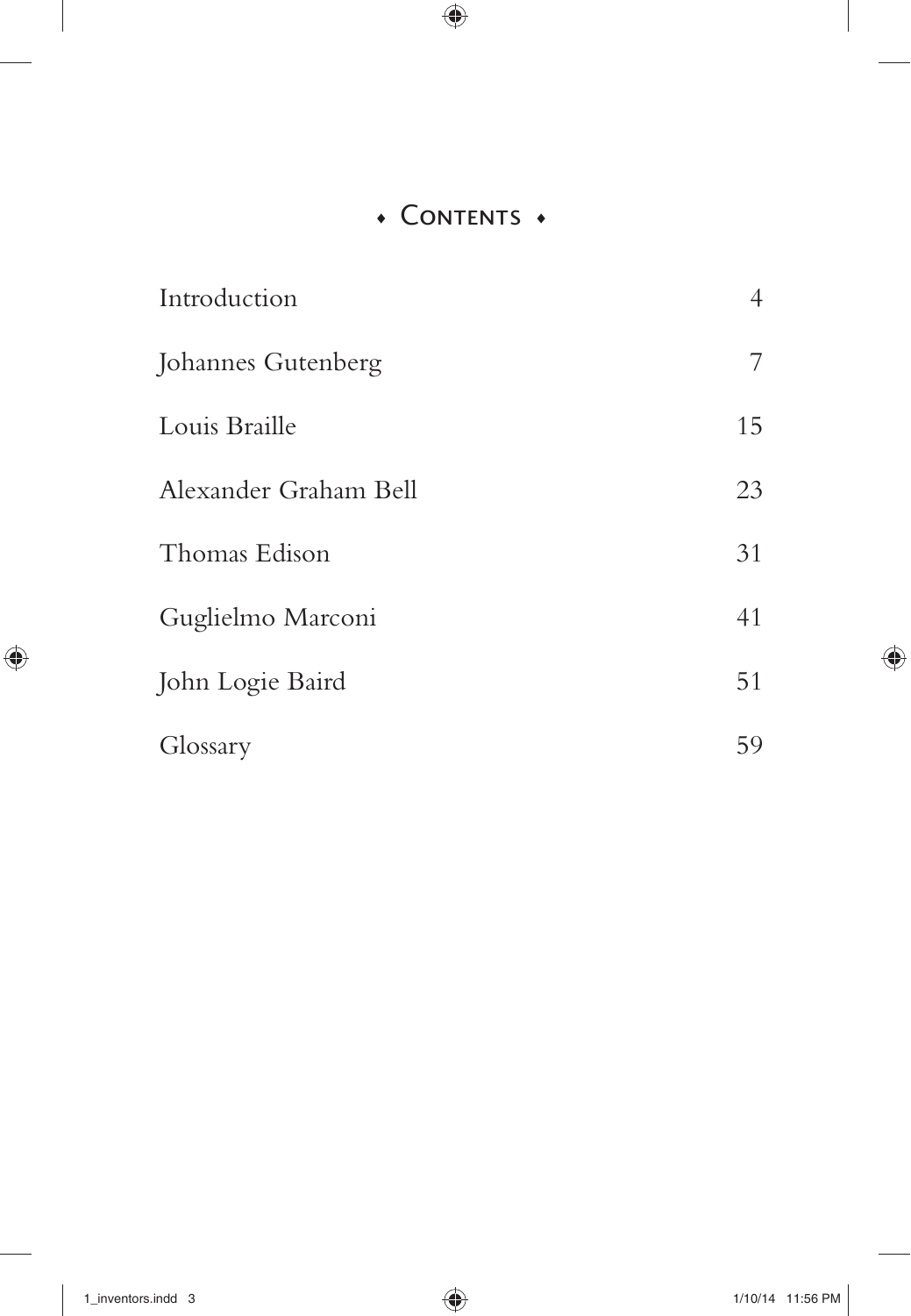# Contents

| | |
|---|---|
| Introduction | 4 |
| Johannes Gutenberg | 7 |
| Louis Braille | 15 |
| Alexander Graham Bell | 23 |
| Thomas Edison | 31 |
| Guglielmo Marconi | 41 |
| John Logie Baird | 51 |
| Glossary | 59 |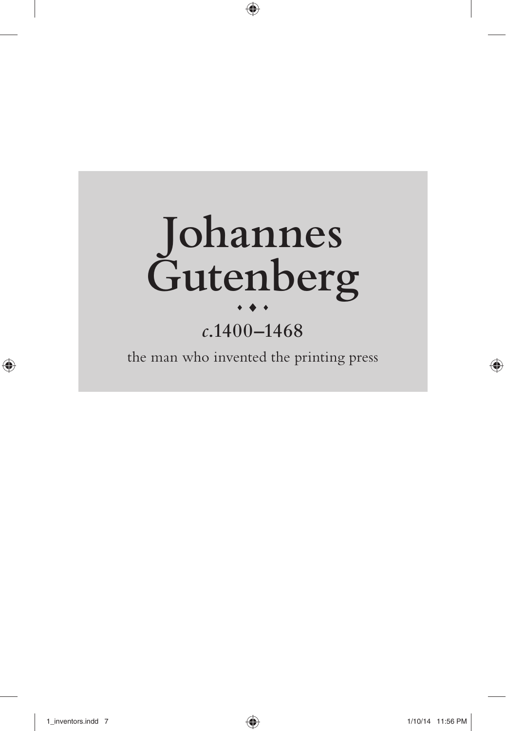# Johannes Gutenberg

⬩ ◆ ⬩

## *c.*1400–1468

the man who invented the printing press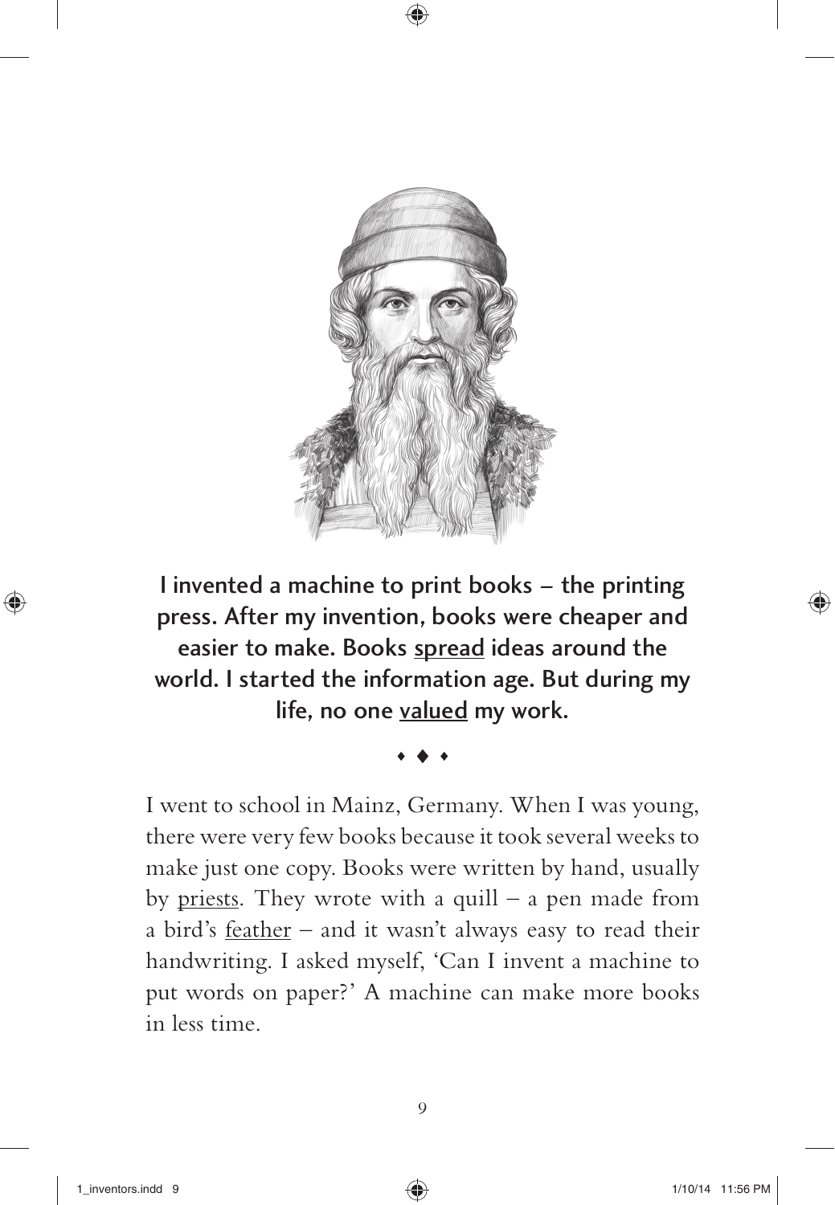**I invented a machine to print books – the printing press. After my invention, books were cheaper and easier to make. Books spread ideas around the world. I started the information age. But during my life, no one valued my work.**

⬩ ◆ ⬩

I went to school in Mainz, Germany. When I was young, there were very few books because it took several weeks to make just one copy. Books were written by hand, usually by priests. They wrote with a quill – a pen made from a bird's feather – and it wasn't always easy to read their handwriting. I asked myself, 'Can I invent a machine to put words on paper?' A machine can make more books in less time.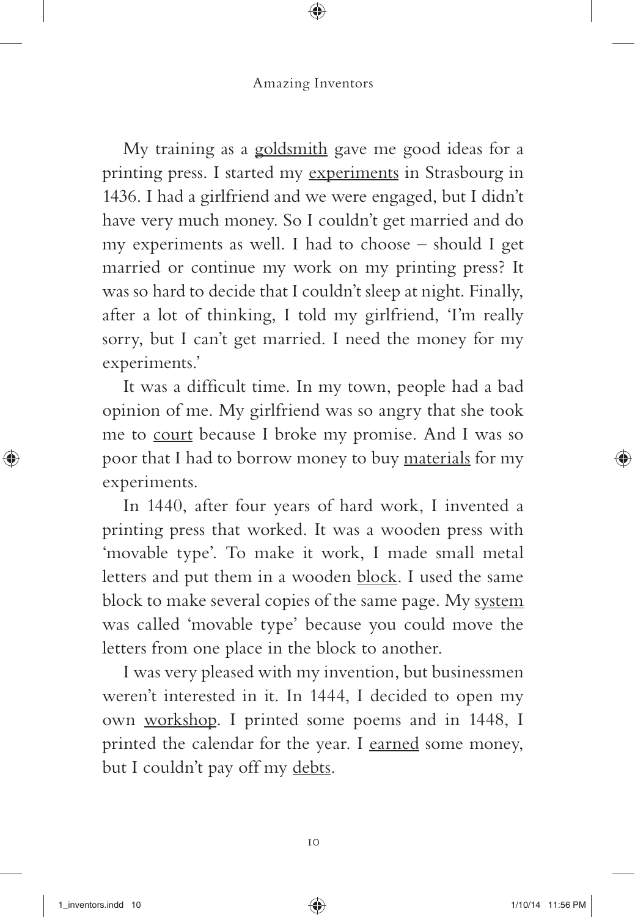My training as a goldsmith gave me good ideas for a printing press. I started my experiments in Strasbourg in 1436. I had a girlfriend and we were engaged, but I didn't have very much money. So I couldn't get married and do my experiments as well. I had to choose – should I get married or continue my work on my printing press? It was so hard to decide that I couldn't sleep at night. Finally, after a lot of thinking, I told my girlfriend, 'I'm really sorry, but I can't get married. I need the money for my experiments.'

It was a difficult time. In my town, people had a bad opinion of me. My girlfriend was so angry that she took me to court because I broke my promise. And I was so poor that I had to borrow money to buy materials for my experiments.

In 1440, after four years of hard work, I invented a printing press that worked. It was a wooden press with 'movable type'. To make it work, I made small metal letters and put them in a wooden block. I used the same block to make several copies of the same page. My system was called 'movable type' because you could move the letters from one place in the block to another.

I was very pleased with my invention, but businessmen weren't interested in it. In 1444, I decided to open my own workshop. I printed some poems and in 1448, I printed the calendar for the year. I earned some money, but I couldn't pay off my debts.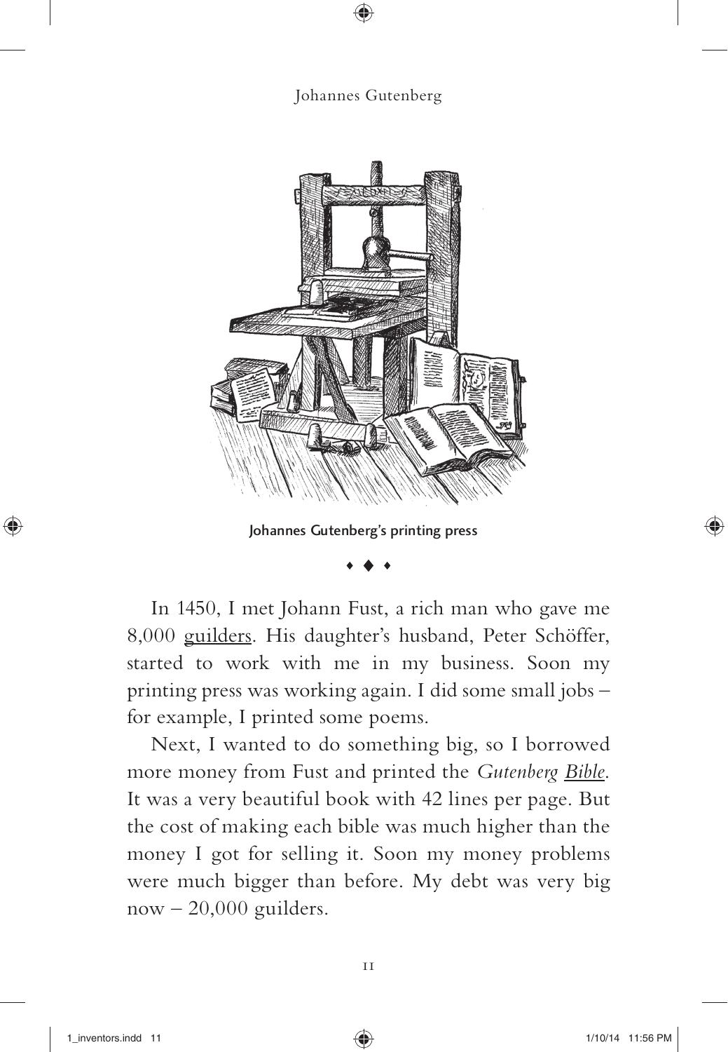Johannes Gutenberg's printing press

⬩ ◆ ⬩

In 1450, I met Johann Fust, a rich man who gave me 8,000 guilders. His daughter's husband, Peter Schöffer, started to work with me in my business. Soon my printing press was working again. I did some small jobs – for example, I printed some poems.

Next, I wanted to do something big, so I borrowed more money from Fust and printed the *Gutenberg Bible*. It was a very beautiful book with 42 lines per page. But the cost of making each bible was much higher than the money I got for selling it. Soon my money problems were much bigger than before. My debt was very big now – 20,000 guilders.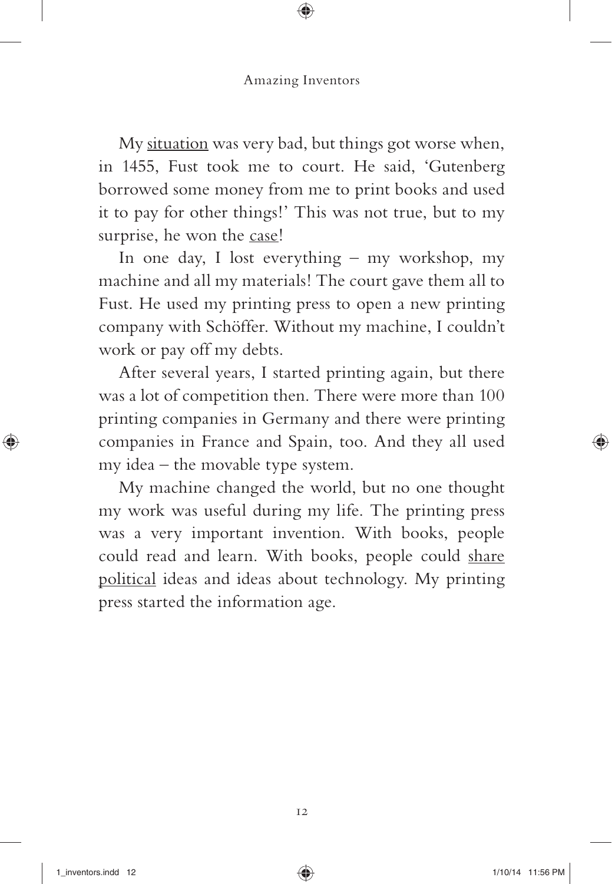My situation was very bad, but things got worse when, in 1455, Fust took me to court. He said, 'Gutenberg borrowed some money from me to print books and used it to pay for other things!' This was not true, but to my surprise, he won the case!

In one day, I lost everything – my workshop, my machine and all my materials! The court gave them all to Fust. He used my printing press to open a new printing company with Schöffer. Without my machine, I couldn't work or pay off my debts.

After several years, I started printing again, but there was a lot of competition then. There were more than 100 printing companies in Germany and there were printing companies in France and Spain, too. And they all used my idea – the movable type system.

My machine changed the world, but no one thought my work was useful during my life. The printing press was a very important invention. With books, people could read and learn. With books, people could share political ideas and ideas about technology. My printing press started the information age.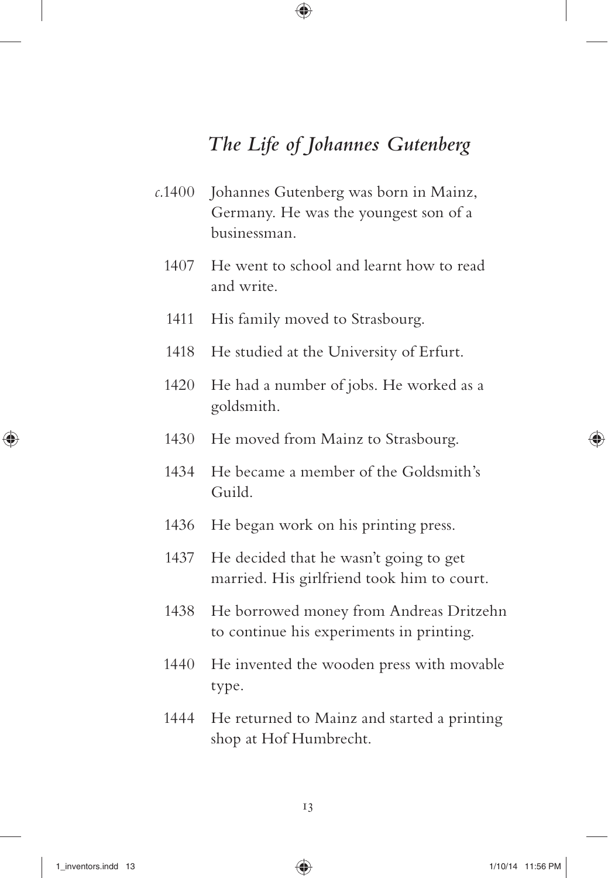## *The Life of Johannes Gutenberg*

| | |
|---|---|
| *c.*1400 | Johannes Gutenberg was born in Mainz, Germany. He was the youngest son of a businessman. |
| 1407 | He went to school and learnt how to read and write. |
| 1411 | His family moved to Strasbourg. |
| 1418 | He studied at the University of Erfurt. |
| 1420 | He had a number of jobs. He worked as a goldsmith. |
| 1430 | He moved from Mainz to Strasbourg. |
| 1434 | He became a member of the Goldsmith's Guild. |
| 1436 | He began work on his printing press. |
| 1437 | He decided that he wasn't going to get married. His girlfriend took him to court. |
| 1438 | He borrowed money from Andreas Dritzehn to continue his experiments in printing. |
| 1440 | He invented the wooden press with movable type. |
| 1444 | He returned to Mainz and started a printing shop at Hof Humbrecht. |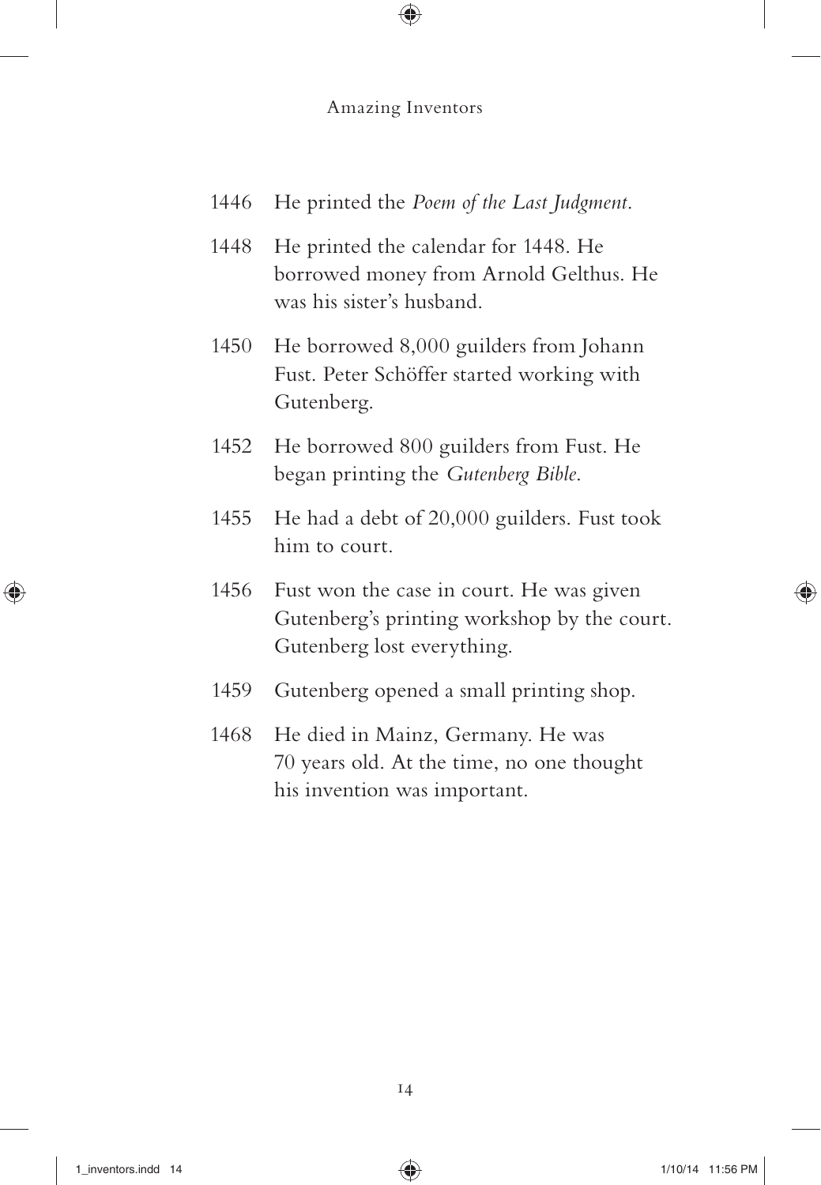1446 He printed the *Poem of the Last Judgment*.

1448 He printed the calendar for 1448. He borrowed money from Arnold Gelthus. He was his sister's husband.

1450 He borrowed 8,000 guilders from Johann Fust. Peter Schöffer started working with Gutenberg.

1452 He borrowed 800 guilders from Fust. He began printing the *Gutenberg Bible*.

1455 He had a debt of 20,000 guilders. Fust took him to court.

1456 Fust won the case in court. He was given Gutenberg's printing workshop by the court. Gutenberg lost everything.

1459 Gutenberg opened a small printing shop.

1468 He died in Mainz, Germany. He was 70 years old. At the time, no one thought his invention was important.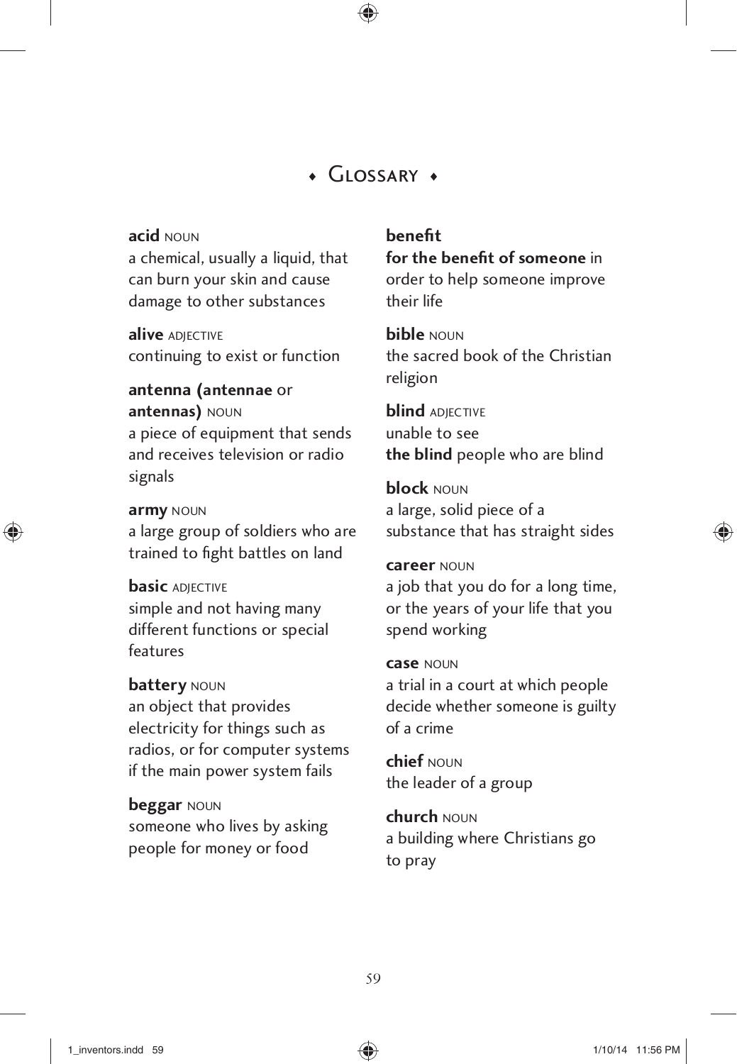# Glossary

**acid** NOUN
a chemical, usually a liquid, that can burn your skin and cause damage to other substances

**alive** ADJECTIVE
continuing to exist or function

**antenna (antennae** or **antennas)** NOUN
a piece of equipment that sends and receives television or radio signals

**army** NOUN
a large group of soldiers who are trained to fight battles on land

**basic** ADJECTIVE
simple and not having many different functions or special features

**battery** NOUN
an object that provides electricity for things such as radios, or for computer systems if the main power system fails

**beggar** NOUN
someone who lives by asking people for money or food

**benefit**
**for the benefit of someone** in order to help someone improve their life

**bible** NOUN
the sacred book of the Christian religion

**blind** ADJECTIVE
unable to see
**the blind** people who are blind

**block** NOUN
a large, solid piece of a substance that has straight sides

**career** NOUN
a job that you do for a long time, or the years of your life that you spend working

**case** NOUN
a trial in a court at which people decide whether someone is guilty of a crime

**chief** NOUN
the leader of a group

**church** NOUN
a building where Christians go to pray